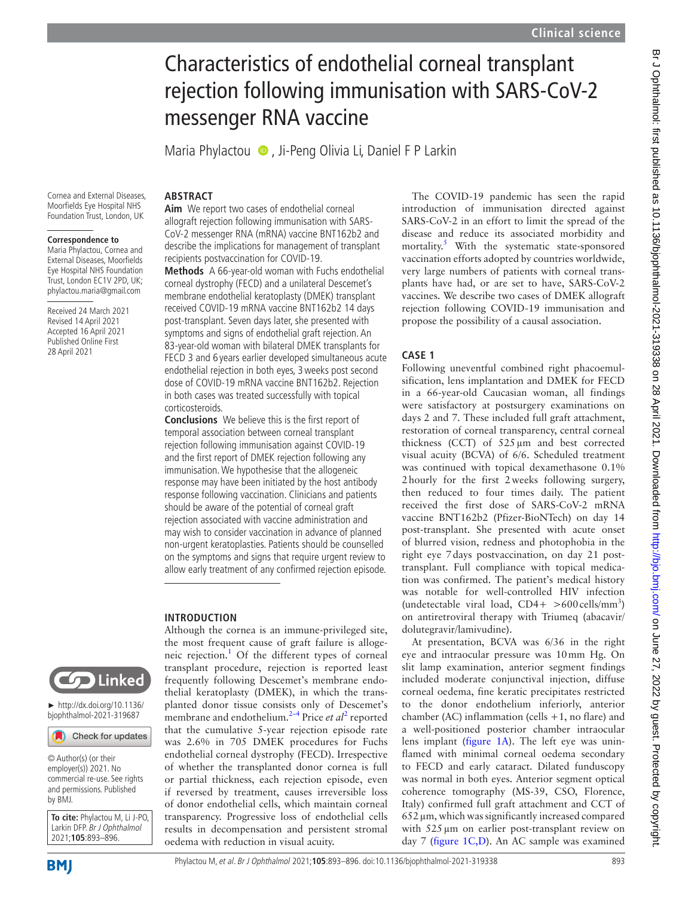# Characteristics of endothelial corneal transplant rejection following immunisation with SARS-CoV-2 messenger RNA vaccine

Maria Phylactou, Ji-Peng Olivia Li, Daniel F P Larkin

Cornea and External Diseases, Moorfields Eye Hospital NHS Foundation Trust, London, UK

**Correspondence to**
Maria Phylactou, Cornea and External Diseases, Moorfields Eye Hospital NHS Foundation Trust, London EC1V 2PD, UK; phylactou.maria@gmail.com

Received 24 March 2021
Revised 14 April 2021
Accepted 16 April 2021
Published Online First 28 April 2021

► http://dx.doi.org/10.1136/bjophthalmol-2021-319687

© Author(s) (or their employer(s)) 2021. No commercial re-use. See rights and permissions. Published by BMJ.

**To cite:** Phylactou M, Li J-PO, Larkin DFP. *Br J Ophthalmol* 2021;**105**:893–896.

## ABSTRACT

**Aim** We report two cases of endothelial corneal allograft rejection following immunisation with SARS-CoV-2 messenger RNA (mRNA) vaccine BNT162b2 and describe the implications for management of transplant recipients postvaccination for COVID-19.

**Methods** A 66-year-old woman with Fuchs endothelial corneal dystrophy (FECD) and a unilateral Descemet's membrane endothelial keratoplasty (DMEK) transplant received COVID-19 mRNA vaccine BNT162b2 14 days post-transplant. Seven days later, she presented with symptoms and signs of endothelial graft rejection. An 83-year-old woman with bilateral DMEK transplants for FECD 3 and 6 years earlier developed simultaneous acute endothelial rejection in both eyes, 3 weeks post second dose of COVID-19 mRNA vaccine BNT162b2. Rejection in both cases was treated successfully with topical corticosteroids.

**Conclusions** We believe this is the first report of temporal association between corneal transplant rejection following immunisation against COVID-19 and the first report of DMEK rejection following any immunisation. We hypothesise that the allogeneic response may have been initiated by the host antibody response following vaccination. Clinicians and patients should be aware of the potential of corneal graft rejection associated with vaccine administration and may wish to consider vaccination in advance of planned non-urgent keratoplasties. Patients should be counselled on the symptoms and signs that require urgent review to allow early treatment of any confirmed rejection episode.

## INTRODUCTION

Although the cornea is an immune-privileged site, the most frequent cause of graft failure is allogeneic rejection.[1] Of the different types of corneal transplant procedure, rejection is reported least frequently following Descemet's membrane endothelial keratoplasty (DMEK), in which the transplanted donor tissue consists only of Descemet's membrane and endothelium.[2–4] Price *et al*[2] reported that the cumulative 5-year rejection episode rate was 2.6% in 705 DMEK procedures for Fuchs endothelial corneal dystrophy (FECD). Irrespective of whether the transplanted donor cornea is full or partial thickness, each rejection episode, even if reversed by treatment, causes irreversible loss of donor endothelial cells, which maintain corneal transparency. Progressive loss of endothelial cells results in decompensation and persistent stromal oedema with reduction in visual acuity.

The COVID-19 pandemic has seen the rapid introduction of immunisation directed against SARS-CoV-2 in an effort to limit the spread of the disease and reduce its associated morbidity and mortality.[5] With the systematic state-sponsored vaccination efforts adopted by countries worldwide, very large numbers of patients with corneal transplants have had, or are set to have, SARS-CoV-2 vaccines. We describe two cases of DMEK allograft rejection following COVID-19 immunisation and propose the possibility of a causal association.

## CASE 1

Following uneventful combined right phacoemulsification, lens implantation and DMEK for FECD in a 66-year-old Caucasian woman, all findings were satisfactory at postsurgery examinations on days 2 and 7. These included full graft attachment, restoration of corneal transparency, central corneal thickness (CCT) of 525 µm and best corrected visual acuity (BCVA) of 6/6. Scheduled treatment was continued with topical dexamethasone 0.1% 2 hourly for the first 2 weeks following surgery, then reduced to four times daily. The patient received the first dose of SARS-CoV-2 mRNA vaccine BNT162b2 (Pfizer-BioNTech) on day 14 post-transplant. She presented with acute onset of blurred vision, redness and photophobia in the right eye 7 days postvaccination, on day 21 post-transplant. Full compliance with topical medication was confirmed. The patient's medical history was notable for well-controlled HIV infection (undetectable viral load, CD4+ >600 cells/mm$^3$) on antiretroviral therapy with Triumeq (abacavir/dolutegravir/lamivudine).

At presentation, BCVA was 6/36 in the right eye and intraocular pressure was 10 mm Hg. On slit lamp examination, anterior segment findings included moderate conjunctival injection, diffuse corneal oedema, fine keratic precipitates restricted to the donor endothelium inferiorly, anterior chamber (AC) inflammation (cells +1, no flare) and a well-positioned posterior chamber intraocular lens implant (figure 1A). The left eye was uninflamed with minimal corneal oedema secondary to FECD and early cataract. Dilated funduscopy was normal in both eyes. Anterior segment optical coherence tomography (MS-39, CSO, Florence, Italy) confirmed full graft attachment and CCT of 652 µm, which was significantly increased compared with 525 µm on earlier post-transplant review on day 7 (figure 1C,D). An AC sample was examined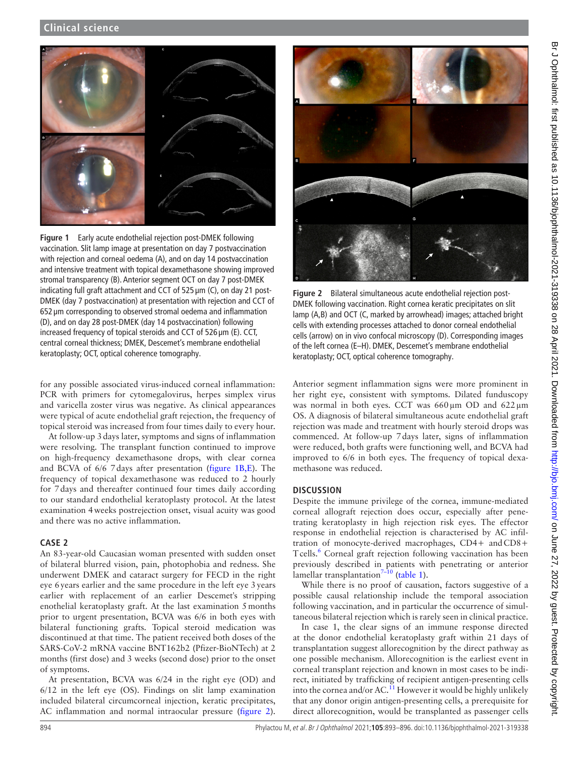Figure 1 Early acute endothelial rejection post-DMEK following vaccination. Slit lamp image at presentation on day 7 postvaccination with rejection and corneal oedema (A), and on day 14 postvaccination and intensive treatment with topical dexamethasone showing improved stromal transparency (B). Anterior segment OCT on day 7 post-DMEK indicating full graft attachment and CCT of 525 µm (C), on day 21 post-DMEK (day 7 postvaccination) at presentation with rejection and CCT of 652 µm corresponding to observed stromal oedema and inflammation (D), and on day 28 post-DMEK (day 14 postvaccination) following increased frequency of topical steroids and CCT of 526 µm (E). CCT, central corneal thickness; DMEK, Descemet's membrane endothelial keratoplasty; OCT, optical coherence tomography.

Figure 2 Bilateral simultaneous acute endothelial rejection post-DMEK following vaccination. Right cornea keratic precipitates on slit lamp (A,B) and OCT (C, marked by arrowhead) images; attached bright cells with extending processes attached to donor corneal endothelial cells (arrow) on in vivo confocal microscopy (D). Corresponding images of the left cornea (E–H). DMEK, Descemet's membrane endothelial keratoplasty; OCT, optical coherence tomography.

for any possible associated virus-induced corneal inflammation: PCR with primers for cytomegalovirus, herpes simplex virus and varicella zoster virus was negative. As clinical appearances were typical of acute endothelial graft rejection, the frequency of topical steroid was increased from four times daily to every hour.

At follow-up 3 days later, symptoms and signs of inflammation were resolving. The transplant function continued to improve on high-frequency dexamethasone drops, with clear cornea and BCVA of 6/6 7 days after presentation (figure 1B,E). The frequency of topical dexamethasone was reduced to 2 hourly for 7 days and thereafter continued four times daily according to our standard endothelial keratoplasty protocol. At the latest examination 4 weeks postrejection onset, visual acuity was good and there was no active inflammation.

## CASE 2

An 83-year-old Caucasian woman presented with sudden onset of bilateral blurred vision, pain, photophobia and redness. She underwent DMEK and cataract surgery for FECD in the right eye 6 years earlier and the same procedure in the left eye 3 years earlier with replacement of an earlier Descemet's stripping enothelial keratoplasty graft. At the last examination 5 months prior to urgent presentation, BCVA was 6/6 in both eyes with bilateral functioning grafts. Topical steroid medication was discontinued at that time. The patient received both doses of the SARS-CoV-2 mRNA vaccine BNT162b2 (Pfizer-BioNTech) at 2 months (first dose) and 3 weeks (second dose) prior to the onset of symptoms.

At presentation, BCVA was 6/24 in the right eye (OD) and 6/12 in the left eye (OS). Findings on slit lamp examination included bilateral circumcorneal injection, keratic precipitates, AC inflammation and normal intraocular pressure (figure 2). Anterior segment inflammation signs were more prominent in her right eye, consistent with symptoms. Dilated funduscopy was normal in both eyes. CCT was 660 µm OD and 622 µm OS. A diagnosis of bilateral simultaneous acute endothelial graft rejection was made and treatment with hourly steroid drops was commenced. At follow-up 7 days later, signs of inflammation were reduced, both grafts were functioning well, and BCVA had improved to 6/6 in both eyes. The frequency of topical dexamethasone was reduced.

## DISCUSSION

Despite the immune privilege of the cornea, immune-mediated corneal allograft rejection does occur, especially after penetrating keratoplasty in high rejection risk eyes. The effector response in endothelial rejection is characterised by AC infiltration of monocyte-derived macrophages, CD4+ and CD8+ T cells.[6] Corneal graft rejection following vaccination has been previously described in patients with penetrating or anterior lamellar transplantation[7–10] (table 1).

While there is no proof of causation, factors suggestive of a possible causal relationship include the temporal association following vaccination, and in particular the occurrence of simultaneous bilateral rejection which is rarely seen in clinical practice.

In case 1, the clear signs of an immune response directed at the donor endothelial keratoplasty graft within 21 days of transplantation suggest allorecognition by the direct pathway as one possible mechanism. Allorecognition is the earliest event in corneal transplant rejection and known in most cases to be indirect, initiated by trafficking of recipient antigen-presenting cells into the cornea and/or AC.[11] However it would be highly unlikely that any donor origin antigen-presenting cells, a prerequisite for direct allorecognition, would be transplanted as passenger cells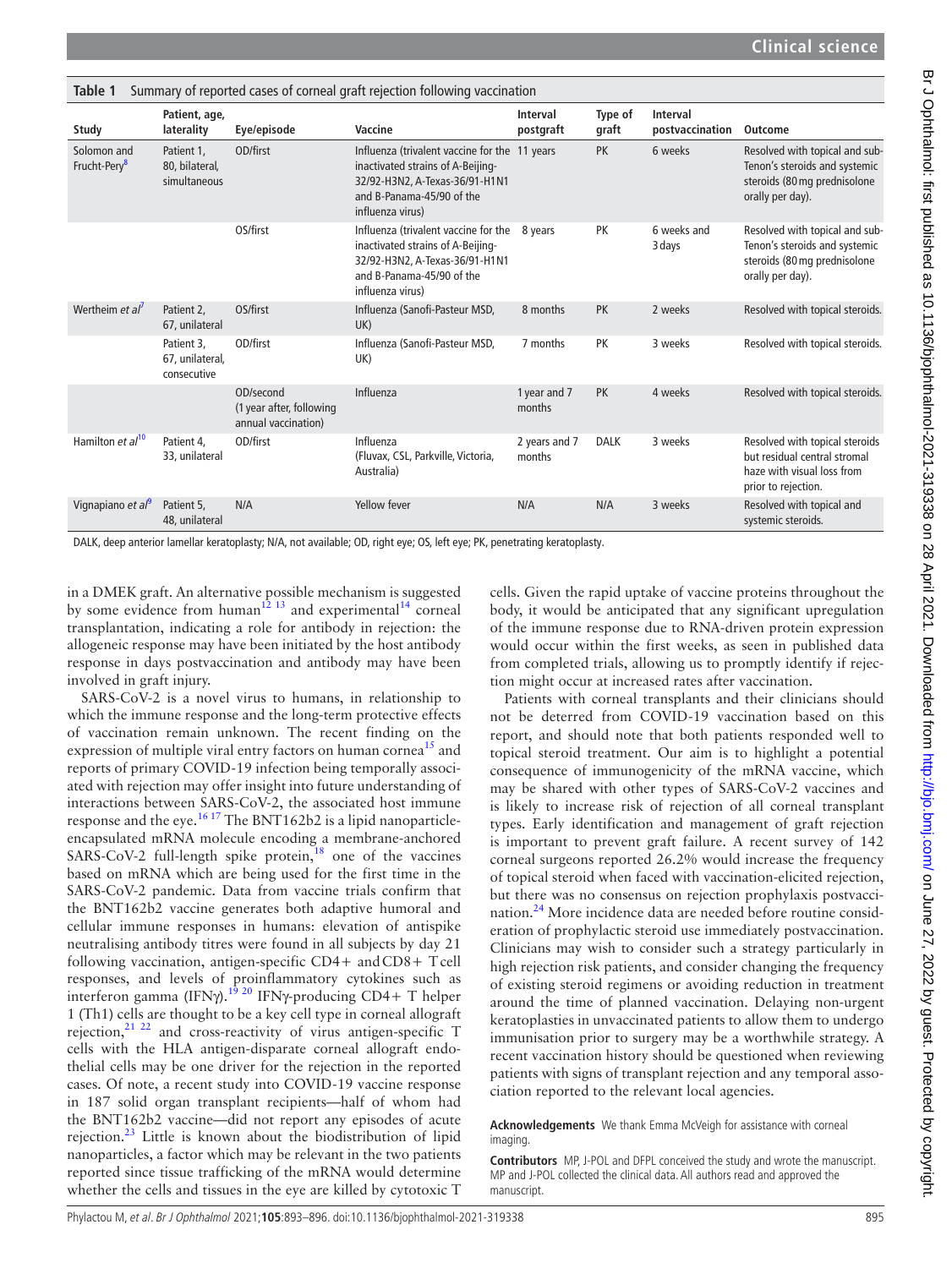**Table 1** Summary of reported cases of corneal graft rejection following vaccination

| Study | Patient, age, laterality | Eye/episode | Vaccine | Interval postgraft | Type of graft | Interval postvaccination | Outcome |
|---|---|---|---|---|---|---|---|
| Solomon and Frucht-Pery[8] | Patient 1, 80, bilateral, simultaneous | OD/first | Influenza (trivalent vaccine for the inactivated strains of A-Beijing-32/92-H3N2, A-Texas-36/91-H1N1 and B-Panama-45/90 of the influenza virus) | 11 years | PK | 6 weeks | Resolved with topical and sub-Tenon's steroids and systemic steroids (80 mg prednisolone orally per day). |
| | | OS/first | Influenza (trivalent vaccine for the inactivated strains of A-Beijing-32/92-H3N2, A-Texas-36/91-H1N1 and B-Panama-45/90 of the influenza virus) | 8 years | PK | 6 weeks and 3 days | Resolved with topical and sub-Tenon's steroids and systemic steroids (80 mg prednisolone orally per day). |
| Wertheim *et al*[7] | Patient 2, 67, unilateral | OS/first | Influenza (Sanofi-Pasteur MSD, UK) | 8 months | PK | 2 weeks | Resolved with topical steroids. |
| | Patient 3, 67, unilateral, consecutive | OD/first | Influenza (Sanofi-Pasteur MSD, UK) | 7 months | PK | 3 weeks | Resolved with topical steroids. |
| | | OD/second (1 year after, following annual vaccination) | Influenza | 1 year and 7 months | PK | 4 weeks | Resolved with topical steroids. |
| Hamilton *et al*[10] | Patient 4, 33, unilateral | OD/first | Influenza (Fluvax, CSL, Parkville, Victoria, Australia) | 2 years and 7 months | DALK | 3 weeks | Resolved with topical steroids but residual central stromal haze with visual loss from prior to rejection. |
| Vignapiano *et al*[9] | Patient 5, 48, unilateral | N/A | Yellow fever | N/A | N/A | 3 weeks | Resolved with topical and systemic steroids. |

DALK, deep anterior lamellar keratoplasty; N/A, not available; OD, right eye; OS, left eye; PK, penetrating keratoplasty.

in a DMEK graft. An alternative possible mechanism is suggested by some evidence from human[12,13] and experimental[14] corneal transplantation, indicating a role for antibody in rejection: the allogeneic response may have been initiated by the host antibody response in days postvaccination and antibody may have been involved in graft injury.

SARS-CoV-2 is a novel virus to humans, in relationship to which the immune response and the long-term protective effects of vaccination remain unknown. The recent finding on the expression of multiple viral entry factors on human cornea[15] and reports of primary COVID-19 infection being temporally associated with rejection may offer insight into future understanding of interactions between SARS-CoV-2, the associated host immune response and the eye.[16,17] The BNT162b2 is a lipid nanoparticle-encapsulated mRNA molecule encoding a membrane-anchored SARS-CoV-2 full-length spike protein,[18] one of the vaccines based on mRNA which are being used for the first time in the SARS-CoV-2 pandemic. Data from vaccine trials confirm that the BNT162b2 vaccine generates both adaptive humoral and cellular immune responses in humans: elevation of antispike neutralising antibody titres were found in all subjects by day 21 following vaccination, antigen-specific CD4+ and CD8+ T cell responses, and levels of proinflammatory cytokines such as interferon gamma (IFNγ).[19,20] IFNγ-producing CD4+ T helper 1 (Th1) cells are thought to be a key cell type in corneal allograft rejection,[21,22] and cross-reactivity of virus antigen-specific T cells with the HLA antigen-disparate corneal allograft endothelial cells may be one driver for the rejection in the reported cases. Of note, a recent study into COVID-19 vaccine response in 187 solid organ transplant recipients—half of whom had the BNT162b2 vaccine—did not report any episodes of acute rejection.[23] Little is known about the biodistribution of lipid nanoparticles, a factor which may be relevant in the two patients reported since tissue trafficking of the mRNA would determine whether the cells and tissues in the eye are killed by cytotoxic T cells. Given the rapid uptake of vaccine proteins throughout the body, it would be anticipated that any significant upregulation of the immune response due to RNA-driven protein expression would occur within the first weeks, as seen in published data from completed trials, allowing us to promptly identify if rejection might occur at increased rates after vaccination.

Patients with corneal transplants and their clinicians should not be deterred from COVID-19 vaccination based on this report, and should note that both patients responded well to topical steroid treatment. Our aim is to highlight a potential consequence of immunogenicity of the mRNA vaccine, which may be shared with other types of SARS-CoV-2 vaccines and is likely to increase risk of rejection of all corneal transplant types. Early identification and management of graft rejection is important to prevent graft failure. A recent survey of 142 corneal surgeons reported 26.2% would increase the frequency of topical steroid when faced with vaccination-elicited rejection, but there was no consensus on rejection prophylaxis postvaccination.[24] More incidence data are needed before routine consideration of prophylactic steroid use immediately postvaccination. Clinicians may wish to consider such a strategy particularly in high rejection risk patients, and consider changing the frequency of existing steroid regimens or avoiding reduction in treatment around the time of planned vaccination. Delaying non-urgent keratoplasties in unvaccinated patients to allow them to undergo immunisation prior to surgery may be a worthwhile strategy. A recent vaccination history should be questioned when reviewing patients with signs of transplant rejection and any temporal association reported to the relevant local agencies.

**Acknowledgements** We thank Emma McVeigh for assistance with corneal imaging.

**Contributors** MP, J-POL and DFPL conceived the study and wrote the manuscript. MP and J-POL collected the clinical data. All authors read and approved the manuscript.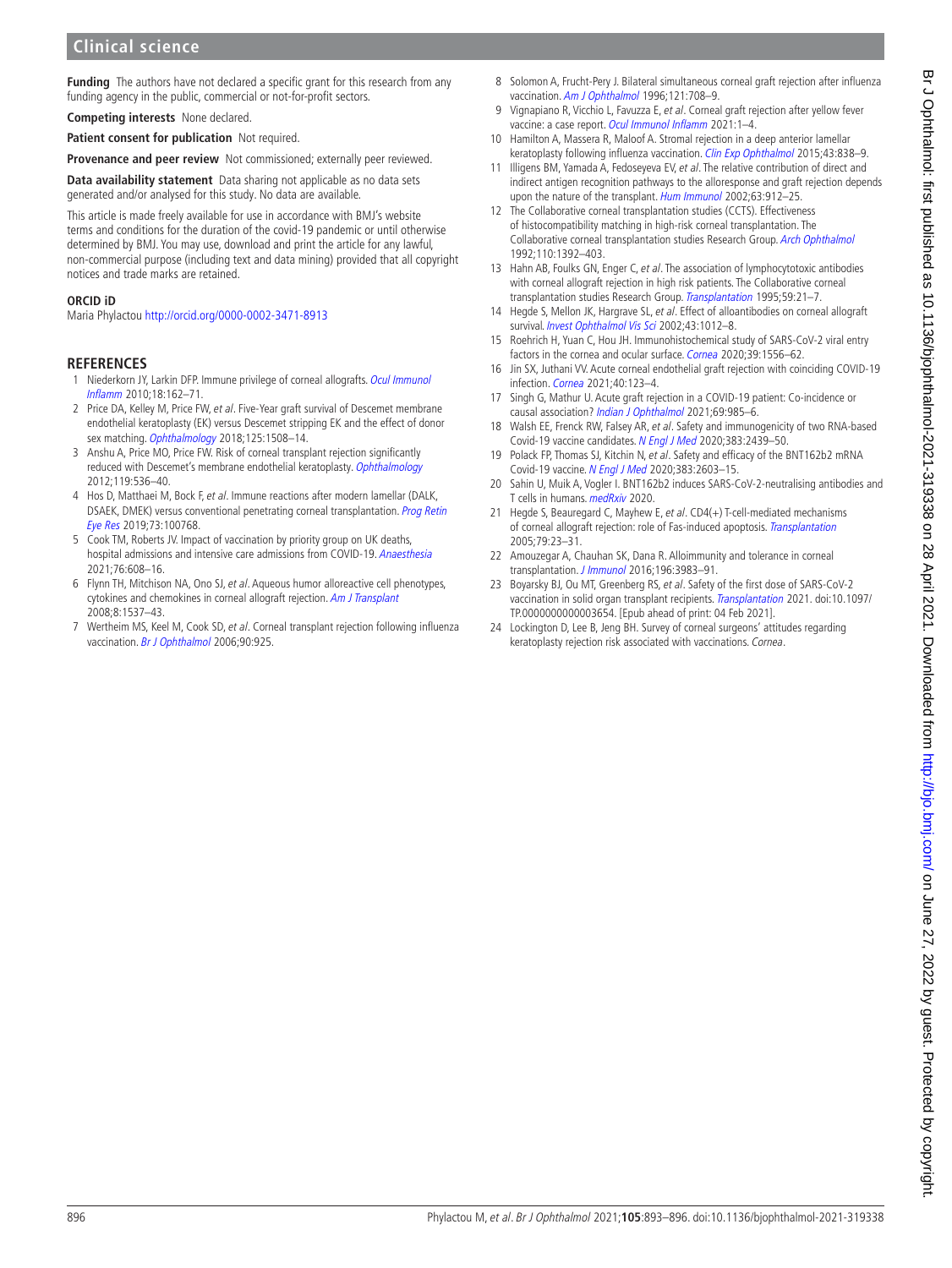**Funding** The authors have not declared a specific grant for this research from any funding agency in the public, commercial or not-for-profit sectors.

**Competing interests** None declared.

**Patient consent for publication** Not required.

**Provenance and peer review** Not commissioned; externally peer reviewed.

**Data availability statement** Data sharing not applicable as no data sets generated and/or analysed for this study. No data are available.

This article is made freely available for use in accordance with BMJ's website terms and conditions for the duration of the covid-19 pandemic or until otherwise determined by BMJ. You may use, download and print the article for any lawful, non-commercial purpose (including text and data mining) provided that all copyright notices and trade marks are retained.

### ORCID iD

Maria Phylactou http://orcid.org/0000-0002-3471-8913

## REFERENCES

1. Niederkorn JY, Larkin DFP. Immune privilege of corneal allografts. *Ocul Immunol Inflamm* 2010;18:162–71.
2. Price DA, Kelley M, Price FW, *et al*. Five-Year graft survival of Descemet membrane endothelial keratoplasty (EK) versus Descemet stripping EK and the effect of donor sex matching. *Ophthalmology* 2018;125:1508–14.
3. Anshu A, Price MO, Price FW. Risk of corneal transplant rejection significantly reduced with Descemet's membrane endothelial keratoplasty. *Ophthalmology* 2012;119:536–40.
4. Hos D, Matthaei M, Bock F, *et al*. Immune reactions after modern lamellar (DALK, DSAEK, DMEK) versus conventional penetrating corneal transplantation. *Prog Retin Eye Res* 2019;73:100768.
5. Cook TM, Roberts JV. Impact of vaccination by priority group on UK deaths, hospital admissions and intensive care admissions from COVID-19. *Anaesthesia* 2021;76:608–16.
6. Flynn TH, Mitchison NA, Ono SJ, *et al*. Aqueous humor alloreactive cell phenotypes, cytokines and chemokines in corneal allograft rejection. *Am J Transplant* 2008;8:1537–43.
7. Wertheim MS, Keel M, Cook SD, *et al*. Corneal transplant rejection following influenza vaccination. *Br J Ophthalmol* 2006;90:925.
8. Solomon A, Frucht-Pery J. Bilateral simultaneous corneal graft rejection after influenza vaccination. *Am J Ophthalmol* 1996;121:708–9.
9. Vignapiano R, Vicchio L, Favuzza E, *et al*. Corneal graft rejection after yellow fever vaccine: a case report. *Ocul Immunol Inflamm* 2021:1–4.
10. Hamilton A, Massera R, Maloof A. Stromal rejection in a deep anterior lamellar keratoplasty following influenza vaccination. *Clin Exp Ophthalmol* 2015;43:838–9.
11. Illigens BM, Yamada A, Fedoseyeva EV, *et al*. The relative contribution of direct and indirect antigen recognition pathways to the alloresponse and graft rejection depends upon the nature of the transplant. *Hum Immunol* 2002;63:912–25.
12. The Collaborative corneal transplantation studies (CCTS). Effectiveness of histocompatibility matching in high-risk corneal transplantation. The Collaborative corneal transplantation studies Research Group. *Arch Ophthalmol* 1992;110:1392–403.
13. Hahn AB, Foulks GN, Enger C, *et al*. The association of lymphocytotoxic antibodies with corneal allograft rejection in high risk patients. The Collaborative corneal transplantation studies Research Group. *Transplantation* 1995;59:21–7.
14. Hegde S, Mellon JK, Hargrave SL, *et al*. Effect of alloantibodies on corneal allograft survival. *Invest Ophthalmol Vis Sci* 2002;43:1012–8.
15. Roehrich H, Yuan C, Hou JH. Immunohistochemical study of SARS-CoV-2 viral entry factors in the cornea and ocular surface. *Cornea* 2020;39:1556–62.
16. Jin SX, Juthani VV. Acute corneal endothelial graft rejection with coinciding COVID-19 infection. *Cornea* 2021;40:123–4.
17. Singh G, Mathur U. Acute graft rejection in a COVID-19 patient: Co-incidence or causal association? *Indian J Ophthalmol* 2021;69:985–6.
18. Walsh EE, Frenck RW, Falsey AR, *et al*. Safety and immunogenicity of two RNA-based Covid-19 vaccine candidates. *N Engl J Med* 2020;383:2439–50.
19. Polack FP, Thomas SJ, Kitchin N, *et al*. Safety and efficacy of the BNT162b2 mRNA Covid-19 vaccine. *N Engl J Med* 2020;383:2603–15.
20. Sahin U, Muik A, Vogler I. BNT162b2 induces SARS-CoV-2-neutralising antibodies and T cells in humans. *medRxiv* 2020.
21. Hegde S, Beauregard C, Mayhew E, *et al*. CD4(+) T-cell-mediated mechanisms of corneal allograft rejection: role of Fas-induced apoptosis. *Transplantation* 2005;79:23–31.
22. Amouzegar A, Chauhan SK, Dana R. Alloimmunity and tolerance in corneal transplantation. *J Immunol* 2016;196:3983–91.
23. Boyarsky BJ, Ou MT, Greenberg RS, *et al*. Safety of the first dose of SARS-CoV-2 vaccination in solid organ transplant recipients. *Transplantation* 2021. doi:10.1097/TP.0000000000003654. [Epub ahead of print: 04 Feb 2021].
24. Lockington D, Lee B, Jeng BH. Survey of corneal surgeons' attitudes regarding keratoplasty rejection risk associated with vaccinations. *Cornea*.